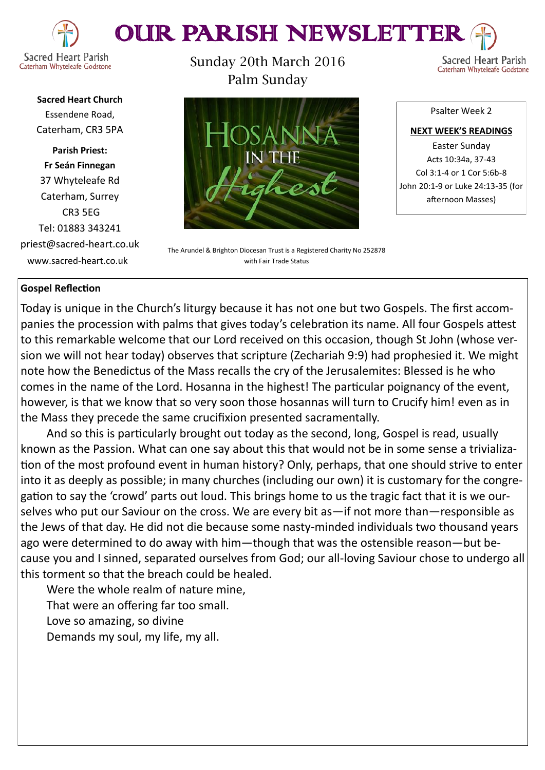# OUR PARISH NEWSLETTER

Sacred Heart Parish
Caterham Whyteleafe Godstone

Sunday 20th March 2016
Palm Sunday

**Sacred Heart Church**
Essendene Road,
Caterham, CR3 5PA

**Parish Priest:**
**Fr Seán Finnegan**
37 Whyteleafe Rd
Caterham, Surrey
CR3 5EG
Tel: 01883 343241
priest@sacred-heart.co.uk
www.sacred-heart.co.uk

The Arundel & Brighton Diocesan Trust is a Registered Charity No 252878 with Fair Trade Status

Psalter Week 2

**NEXT WEEK'S READINGS**

Easter Sunday
Acts 10:34a, 37-43
Col 3:1-4 or 1 Cor 5:6b-8
John 20:1-9 or Luke 24:13-35 (for afternoon Masses)

## Gospel Reflection

Today is unique in the Church's liturgy because it has not one but two Gospels. The first accompanies the procession with palms that gives today's celebration its name. All four Gospels attest to this remarkable welcome that our Lord received on this occasion, though St John (whose version we will not hear today) observes that scripture (Zechariah 9:9) had prophesied it. We might note how the Benedictus of the Mass recalls the cry of the Jerusalemites: Blessed is he who comes in the name of the Lord. Hosanna in the highest! The particular poignancy of the event, however, is that we know that so very soon those hosannas will turn to Crucify him! even as in the Mass they precede the same crucifixion presented sacramentally.

And so this is particularly brought out today as the second, long, Gospel is read, usually known as the Passion. What can one say about this that would not be in some sense a trivialization of the most profound event in human history? Only, perhaps, that one should strive to enter into it as deeply as possible; in many churches (including our own) it is customary for the congregation to say the 'crowd' parts out loud. This brings home to us the tragic fact that it is we ourselves who put our Saviour on the cross. We are every bit as—if not more than—responsible as the Jews of that day. He did not die because some nasty-minded individuals two thousand years ago were determined to do away with him—though that was the ostensible reason—but because you and I sinned, separated ourselves from God; our all-loving Saviour chose to undergo all this torment so that the breach could be healed.

Were the whole realm of nature mine,
That were an offering far too small.
Love so amazing, so divine
Demands my soul, my life, my all.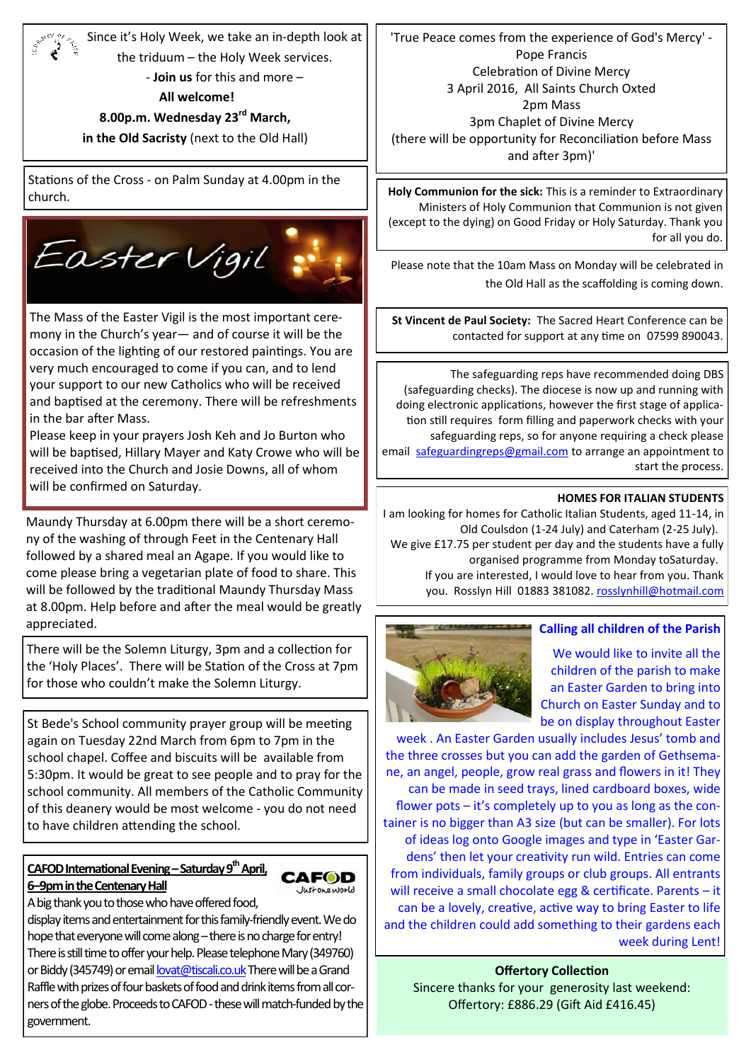Since it's Holy Week, we take an in-depth look at the triduum – the Holy Week services.

- **Join us** for this and more –

**All welcome!**

**8.00p.m. Wednesday 23rd March,**

**in the Old Sacristy** (next to the Old Hall)

Stations of the Cross - on Palm Sunday at 4.00pm in the church.

## Easter Vigil

The Mass of the Easter Vigil is the most important ceremony in the Church's year— and of course it will be the occasion of the lighting of our restored paintings. You are very much encouraged to come if you can, and to lend your support to our new Catholics who will be received and baptised at the ceremony. There will be refreshments in the bar after Mass.

Please keep in your prayers Josh Keh and Jo Burton who will be baptised, Hillary Mayer and Katy Crowe who will be received into the Church and Josie Downs, all of whom will be confirmed on Saturday.

Maundy Thursday at 6.00pm there will be a short ceremony of the washing of through Feet in the Centenary Hall followed by a shared meal an Agape. If you would like to come please bring a vegetarian plate of food to share. This will be followed by the traditional Maundy Thursday Mass at 8.00pm. Help before and after the meal would be greatly appreciated.

There will be the Solemn Liturgy, 3pm and a collection for the 'Holy Places'. There will be Station of the Cross at 7pm for those who couldn't make the Solemn Liturgy.

St Bede's School community prayer group will be meeting again on Tuesday 22nd March from 6pm to 7pm in the school chapel. Coffee and biscuits will be available from 5:30pm. It would be great to see people and to pray for the school community. All members of the Catholic Community of this deanery would be most welcome - you do not need to have children attending the school.

**CAFOD International Evening – Saturday 9th April, 6–9pm in the Centenary Hall**

A big thank you to those who have offered food, display items and entertainment for this family-friendly event. We do hope that everyone will come along – there is no charge for entry! There is still time to offer your help. Please telephone Mary (349760) or Biddy (345749) or email lovat@tiscali.co.uk There will be a Grand Raffle with prizes of four baskets of food and drink items from all corners of the globe. Proceeds to CAFOD - these will match-funded by the government.

'True Peace comes from the experience of God's Mercy' - Pope Francis

Celebration of Divine Mercy

3 April 2016, All Saints Church Oxted

2pm Mass

3pm Chaplet of Divine Mercy

(there will be opportunity for Reconciliation before Mass and after 3pm)'

**Holy Communion for the sick:** This is a reminder to Extraordinary Ministers of Holy Communion that Communion is not given (except to the dying) on Good Friday or Holy Saturday. Thank you for all you do.

Please note that the 10am Mass on Monday will be celebrated in the Old Hall as the scaffolding is coming down.

**St Vincent de Paul Society:** The Sacred Heart Conference can be contacted for support at any time on 07599 890043.

The safeguarding reps have recommended doing DBS (safeguarding checks). The diocese is now up and running with doing electronic applications, however the first stage of application still requires form filling and paperwork checks with your safeguarding reps, so for anyone requiring a check please email safeguardingreps@gmail.com to arrange an appointment to start the process.

**HOMES FOR ITALIAN STUDENTS**

I am looking for homes for Catholic Italian Students, aged 11-14, in Old Coulsdon (1-24 July) and Caterham (2-25 July). We give £17.75 per student per day and the students have a fully organised programme from Monday toSaturday. If you are interested, I would love to hear from you. Thank you. Rosslyn Hill 01883 381082. rosslynhill@hotmail.com

**Calling all children of the Parish**

We would like to invite all the children of the parish to make an Easter Garden to bring into Church on Easter Sunday and to be on display throughout Easter week . An Easter Garden usually includes Jesus' tomb and the three crosses but you can add the garden of Gethsemane, an angel, people, grow real grass and flowers in it! They can be made in seed trays, lined cardboard boxes, wide flower pots – it's completely up to you as long as the container is no bigger than A3 size (but can be smaller). For lots of ideas log onto Google images and type in 'Easter Gardens' then let your creativity run wild. Entries can come from individuals, family groups or club groups. All entrants will receive a small chocolate egg & certificate. Parents – it can be a lovely, creative, active way to bring Easter to life and the children could add something to their gardens each week during Lent!

**Offertory Collection**

Sincere thanks for your generosity last weekend:

Offertory: £886.29 (Gift Aid £416.45)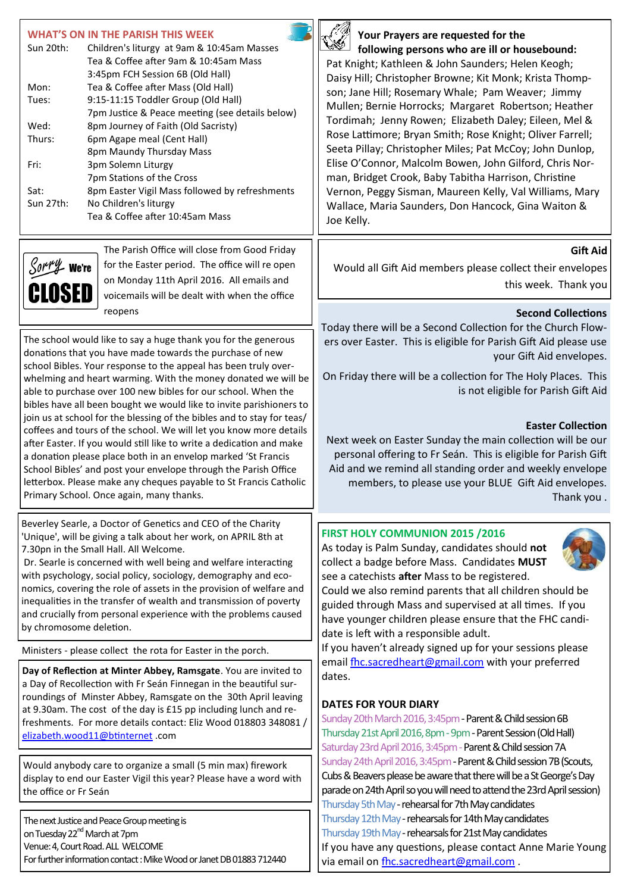## WHAT'S ON IN THE PARISH THIS WEEK

| | |
|---|---|
| Sun 20th: | Children's liturgy at 9am & 10:45am Masses |
| | Tea & Coffee after 9am & 10:45am Mass |
| | 3:45pm FCH Session 6B (Old Hall) |
| Mon: | Tea & Coffee after Mass (Old Hall) |
| Tues: | 9:15-11:15 Toddler Group (Old Hall) |
| | 7pm Justice & Peace meeting (see details below) |
| Wed: | 8pm Journey of Faith (Old Sacristy) |
| Thurs: | 6pm Agape meal (Cent Hall) |
| | 8pm Maundy Thursday Mass |
| Fri: | 3pm Solemn Liturgy |
| | 7pm Stations of the Cross |
| Sat: | 8pm Easter Vigil Mass followed by refreshments |
| Sun 27th: | No Children's liturgy |
| | Tea & Coffee after 10:45am Mass |

**Sorry We're CLOSED**

The Parish Office will close from Good Friday for the Easter period. The office will re open on Monday 11th April 2016. All emails and voicemails will be dealt with when the office reopens

The school would like to say a huge thank you for the generous donations that you have made towards the purchase of new school Bibles. Your response to the appeal has been truly overwhelming and heart warming. With the money donated we will be able to purchase over 100 new bibles for our school. When the bibles have all been bought we would like to invite parishioners to join us at school for the blessing of the bibles and to stay for teas/coffees and tours of the school. We will let you know more details after Easter. If you would still like to write a dedication and make a donation please place both in an envelop marked 'St Francis School Bibles' and post your envelope through the Parish Office letterbox. Please make any cheques payable to St Francis Catholic Primary School. Once again, many thanks.

Beverley Searle, a Doctor of Genetics and CEO of the Charity 'Unique', will be giving a talk about her work, on APRIL 8th at 7.30pn in the Small Hall. All Welcome.

Dr. Searle is concerned with well being and welfare interacting with psychology, social policy, sociology, demography and economics, covering the role of assets in the provision of welfare and inequalities in the transfer of wealth and transmission of poverty and crucially from personal experience with the problems caused by chromosome deletion.

Ministers - please collect the rota for Easter in the porch.

**Day of Reflection at Minter Abbey, Ramsgate**. You are invited to a Day of Recollection with Fr Seán Finnegan in the beautiful surroundings of Minster Abbey, Ramsgate on the 30th April leaving at 9.30am. The cost of the day is £15 pp including lunch and refreshments. For more details contact: Eliz Wood 018803 348081 / elizabeth.wood11@btinternet .com

Would anybody care to organize a small (5 min max) firework display to end our Easter Vigil this year? Please have a word with the office or Fr Seán

The next Justice and Peace Group meeting is on Tuesday 22nd March at 7pm
Venue: 4, Court Road. ALL WELCOME
For further information contact : Mike Wood or Janet DB 01883 712440

**Your Prayers are requested for the following persons who are ill or housebound:**

Pat Knight; Kathleen & John Saunders; Helen Keogh; Daisy Hill; Christopher Browne; Kit Monk; Krista Thompson; Jane Hill; Rosemary Whale; Pam Weaver; Jimmy Mullen; Bernie Horrocks; Margaret Robertson; Heather Tordimah; Jenny Rowen; Elizabeth Daley; Eileen, Mel & Rose Lattimore; Bryan Smith; Rose Knight; Oliver Farrell; Seeta Pillay; Christopher Miles; Pat McCoy; John Dunlop, Elise O'Connor, Malcolm Bowen, John Gilford, Chris Norman, Bridget Crook, Baby Tabitha Harrison, Christine Vernon, Peggy Sisman, Maureen Kelly, Val Williams, Mary Wallace, Maria Saunders, Don Hancock, Gina Waiton & Joe Kelly.

**Gift Aid**

Would all Gift Aid members please collect their envelopes this week. Thank you

**Second Collections**

Today there will be a Second Collection for the Church Flowers over Easter. This is eligible for Parish Gift Aid please use your Gift Aid envelopes.

On Friday there will be a collection for The Holy Places. This is not eligible for Parish Gift Aid

**Easter Collection**

Next week on Easter Sunday the main collection will be our personal offering to Fr Seán. This is eligible for Parish Gift Aid and we remind all standing order and weekly envelope members, to please use your BLUE Gift Aid envelopes. Thank you .

## FIRST HOLY COMMUNION 2015 /2016

As today is Palm Sunday, candidates should **not** collect a badge before Mass. Candidates **MUST** see a catechists **after** Mass to be registered.

Could we also remind parents that all children should be guided through Mass and supervised at all times. If you have younger children please ensure that the FHC candidate is left with a responsible adult.

If you haven't already signed up for your sessions please email fhc.sacredheart@gmail.com with your preferred dates.

**DATES FOR YOUR DIARY**

- Sunday 20th March 2016, 3:45pm - Parent & Child session 6B
- Thursday 21st April 2016, 8pm - 9pm - Parent Session (Old Hall)
- Saturday 23rd April 2016, 3:45pm - Parent & Child session 7A
- Sunday 24th April 2016, 3:45pm - Parent & Child session 7B (Scouts, Cubs & Beavers please be aware that there will be a St George's Day parade on 24th April so you will need to attend the 23rd April session)
- Thursday 5th May - rehearsal for 7th May candidates
- Thursday 12th May - rehearsals for 14th May candidates
- Thursday 19th May - rehearsals for 21st May candidates

If you have any questions, please contact Anne Marie Young via email on fhc.sacredheart@gmail.com .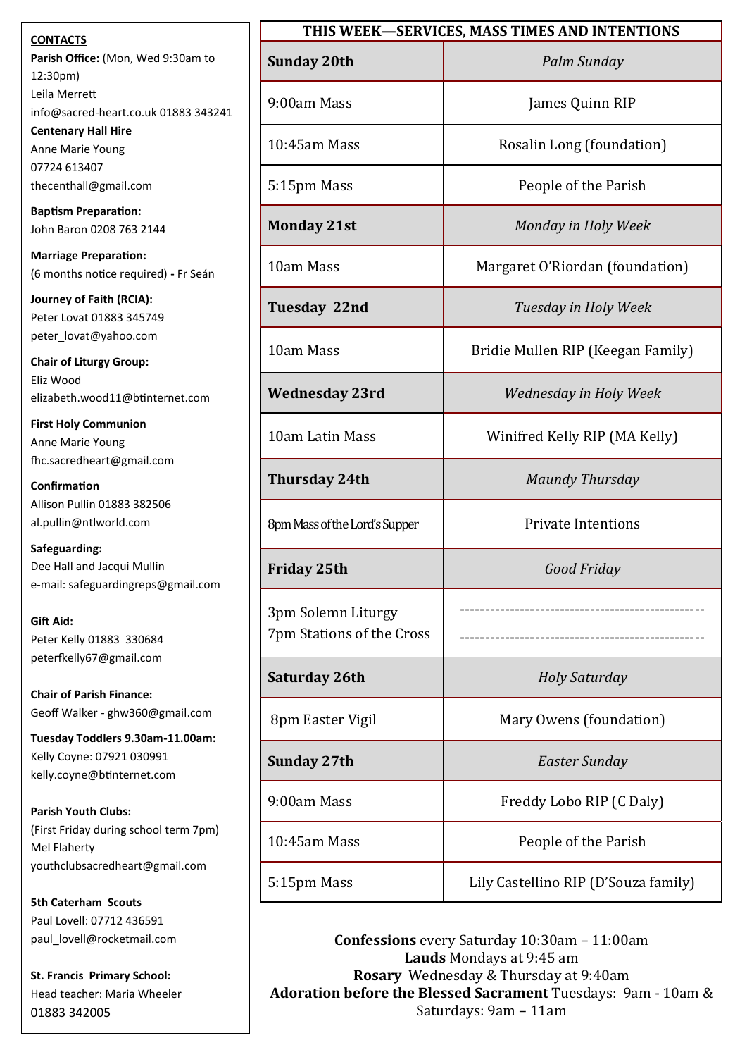## CONTACTS

**Parish Office:** (Mon, Wed 9:30am to 12:30pm)
Leila Merrett
info@sacred-heart.co.uk 01883 343241

**Centenary Hall Hire**
Anne Marie Young
07724 613407
thecenthall@gmail.com

**Baptism Preparation:**
John Baron 0208 763 2144

**Marriage Preparation:**
(6 months notice required) **-** Fr Seán

**Journey of Faith (RCIA):**
Peter Lovat 01883 345749
peter_lovat@yahoo.com

**Chair of Liturgy Group:**
Eliz Wood
elizabeth.wood11@btinternet.com

**First Holy Communion**
Anne Marie Young
fhc.sacredheart@gmail.com

**Confirmation**
Allison Pullin 01883 382506
al.pullin@ntlworld.com

**Safeguarding:**
Dee Hall and Jacqui Mullin
e-mail: safeguardingreps@gmail.com

**Gift Aid:**
Peter Kelly 01883 330684
peterfkelly67@gmail.com

**Chair of Parish Finance:**
Geoff Walker - ghw360@gmail.com

**Tuesday Toddlers 9.30am-11.00am:**
Kelly Coyne: 07921 030991
kelly.coyne@btinternet.com

**Parish Youth Clubs:**
(First Friday during school term 7pm)
Mel Flaherty
youthclubsacredheart@gmail.com

**5th Caterham Scouts**
Paul Lovell: 07712 436591
paul_lovell@rocketmail.com

**St. Francis Primary School:**
Head teacher: Maria Wheeler
01883 342005

## THIS WEEK—SERVICES, MASS TIMES AND INTENTIONS

| | |
|---|---|
| **Sunday 20th** | *Palm Sunday* |
| 9:00am Mass | James Quinn RIP |
| 10:45am Mass | Rosalin Long (foundation) |
| 5:15pm Mass | People of the Parish |
| **Monday 21st** | *Monday in Holy Week* |
| 10am Mass | Margaret O'Riordan (foundation) |
| **Tuesday 22nd** | *Tuesday in Holy Week* |
| 10am Mass | Bridie Mullen RIP (Keegan Family) |
| **Wednesday 23rd** | *Wednesday in Holy Week* |
| 10am Latin Mass | Winifred Kelly RIP (MA Kelly) |
| **Thursday 24th** | *Maundy Thursday* |
| 8pm Mass of the Lord's Supper | Private Intentions |
| **Friday 25th** | *Good Friday* |
| 3pm Solemn Liturgy<br>7pm Stations of the Cross | ------------------------------------------------<br>------------------------------------------------ |
| **Saturday 26th** | *Holy Saturday* |
| 8pm Easter Vigil | Mary Owens (foundation) |
| **Sunday 27th** | *Easter Sunday* |
| 9:00am Mass | Freddy Lobo RIP (C Daly) |
| 10:45am Mass | People of the Parish |
| 5:15pm Mass | Lily Castellino RIP (D'Souza family) |

**Confessions** every Saturday 10:30am – 11:00am
**Lauds** Mondays at 9:45 am
**Rosary** Wednesday & Thursday at 9:40am
**Adoration before the Blessed Sacrament** Tuesdays: 9am - 10am & Saturdays: 9am – 11am